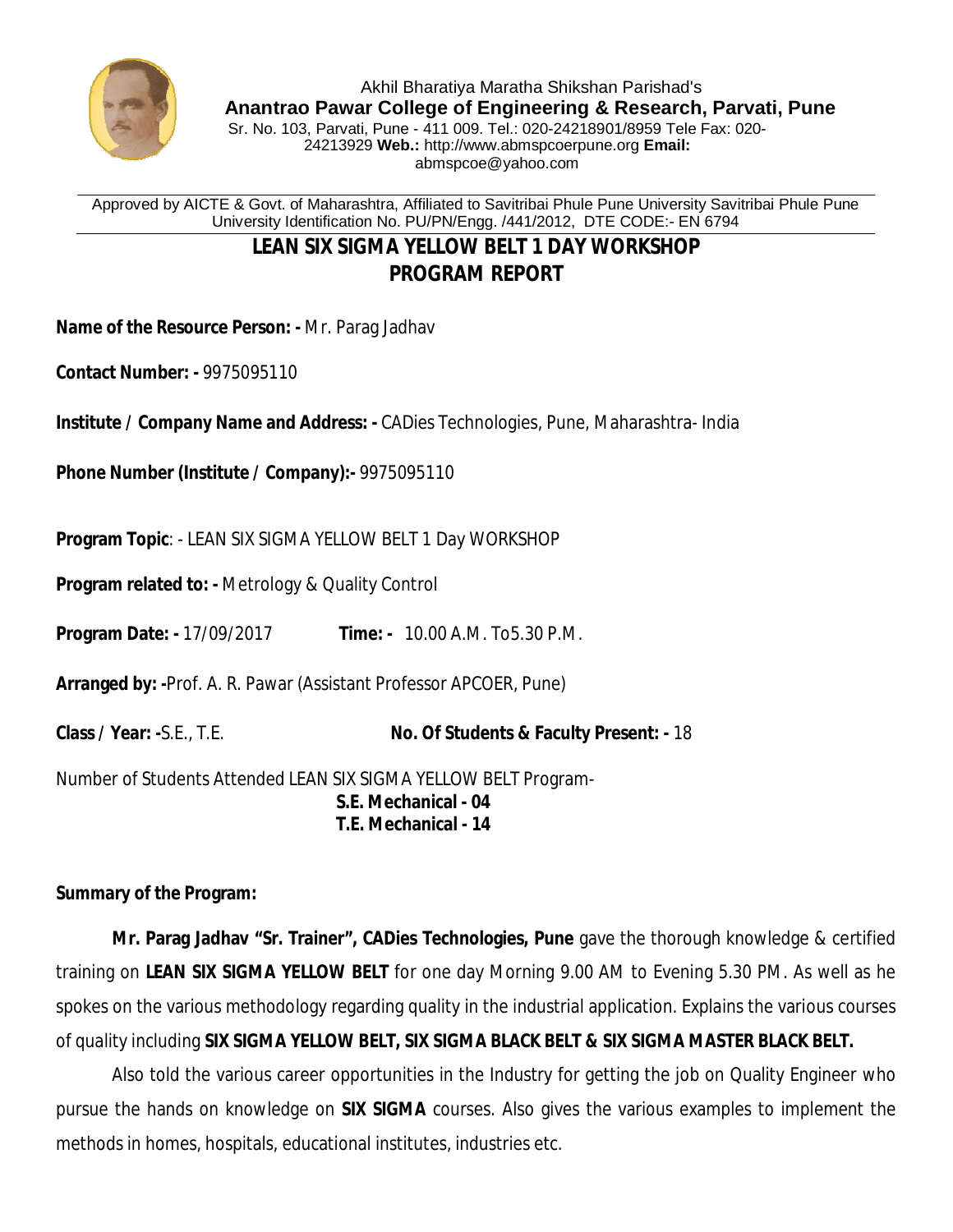Akhil Bharatiya Maratha Shikshan Parishad's

**Anantrao Pawar College of Engineering & Research, Parvati, Pune**

Sr. No. 103, Parvati, Pune - 411 009. Tel.: 020-24218901/8959 Tele Fax: 020-24213929 **Web.:** http://www.abmspcoerpune.org **Email:** abmspcoe@yahoo.com

Approved by AICTE & Govt. of Maharashtra, Affiliated to Savitribai Phule Pune University Savitribai Phule Pune University Identification No. PU/PN/Engg. /441/2012, DTE CODE:- EN 6794

# LEAN SIX SIGMA YELLOW BELT 1 DAY WORKSHOP PROGRAM REPORT

**Name of the Resource Person: -** Mr. Parag Jadhav

**Contact Number: -** 9975095110

**Institute / Company Name and Address: -** CADies Technologies, Pune, Maharashtra- India

**Phone Number (Institute / Company):-** 9975095110

**Program Topic**: - LEAN SIX SIGMA YELLOW BELT 1 Day WORKSHOP

**Program related to: -** Metrology & Quality Control

**Program Date: -** 17/09/2017 **Time: -** 10.00 A.M. To5.30 P.M.

**Arranged by: -**Prof. A. R. Pawar (Assistant Professor APCOER, Pune)

**Class / Year: -**S.E., T.E. **No. Of Students & Faculty Present: -** 18

Number of Students Attended LEAN SIX SIGMA YELLOW BELT Program-

**S.E. Mechanical - 04**
**T.E. Mechanical - 14**

**Summary of the Program:**

**Mr. Parag Jadhav "Sr. Trainer", CADies Technologies, Pune** gave the thorough knowledge & certified training on **LEAN SIX SIGMA YELLOW BELT** for one day Morning 9.00 AM to Evening 5.30 PM. As well as he spokes on the various methodology regarding quality in the industrial application. Explains the various courses of quality including **SIX SIGMA YELLOW BELT, SIX SIGMA BLACK BELT & SIX SIGMA MASTER BLACK BELT.**

Also told the various career opportunities in the Industry for getting the job on Quality Engineer who pursue the hands on knowledge on **SIX SIGMA** courses. Also gives the various examples to implement the methods in homes, hospitals, educational institutes, industries etc.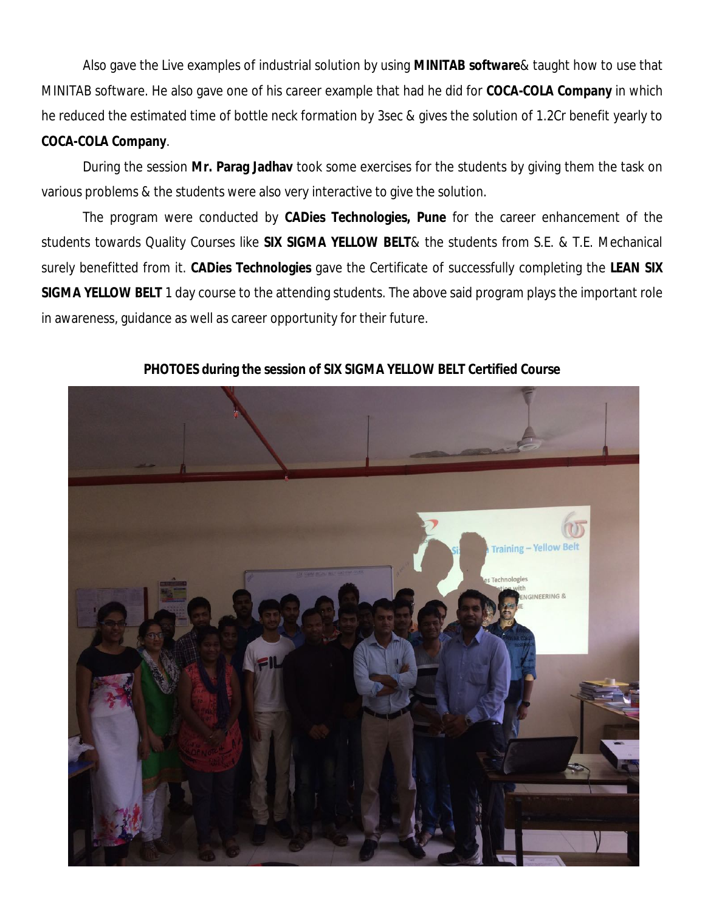Also gave the Live examples of industrial solution by using **MINITAB software**& taught how to use that MINITAB software. He also gave one of his career example that had he did for **COCA-COLA Company** in which he reduced the estimated time of bottle neck formation by 3sec & gives the solution of 1.2Cr benefit yearly to **COCA-COLA Company**.

During the session **Mr. Parag Jadhav** took some exercises for the students by giving them the task on various problems & the students were also very interactive to give the solution.

The program were conducted by **CADies Technologies, Pune** for the career enhancement of the students towards Quality Courses like **SIX SIGMA YELLOW BELT**& the students from S.E. & T.E. Mechanical surely benefitted from it. **CADies Technologies** gave the Certificate of successfully completing the **LEAN SIX SIGMA YELLOW BELT** 1 day course to the attending students. The above said program plays the important role in awareness, guidance as well as career opportunity for their future.

**PHOTOES during the session of SIX SIGMA YELLOW BELT Certified Course**